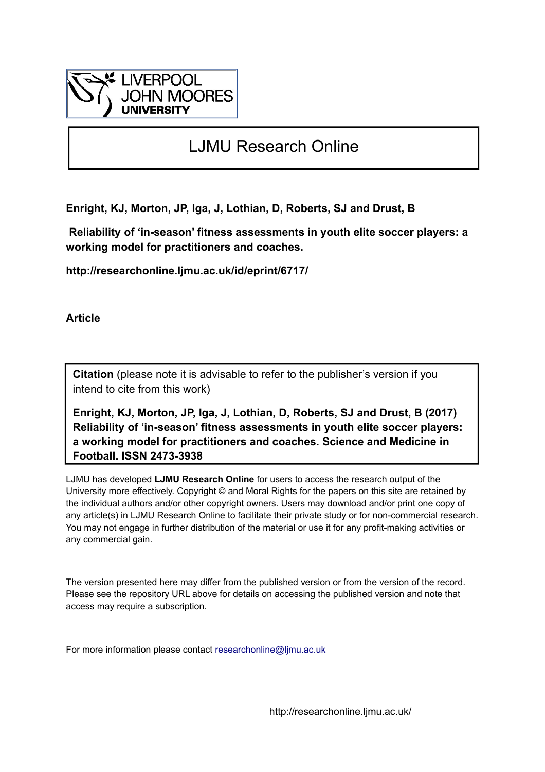LIVERPOOL
JOHN MOORES
UNIVERSITY

# LJMU Research Online

**Enright, KJ, Morton, JP, Iga, J, Lothian, D, Roberts, SJ and Drust, B**

**Reliability of 'in-season' fitness assessments in youth elite soccer players: a working model for practitioners and coaches.**

**http://researchonline.ljmu.ac.uk/id/eprint/6717/**

**Article**

**Citation** (please note it is advisable to refer to the publisher's version if you intend to cite from this work)

**Enright, KJ, Morton, JP, Iga, J, Lothian, D, Roberts, SJ and Drust, B (2017) Reliability of 'in-season' fitness assessments in youth elite soccer players: a working model for practitioners and coaches. Science and Medicine in Football. ISSN 2473-3938**

LJMU has developed **LJMU Research Online** for users to access the research output of the University more effectively. Copyright © and Moral Rights for the papers on this site are retained by the individual authors and/or other copyright owners. Users may download and/or print one copy of any article(s) in LJMU Research Online to facilitate their private study or for non-commercial research. You may not engage in further distribution of the material or use it for any profit-making activities or any commercial gain.

The version presented here may differ from the published version or from the version of the record. Please see the repository URL above for details on accessing the published version and note that access may require a subscription.

For more information please contact researchonline@ljmu.ac.uk

http://researchonline.ljmu.ac.uk/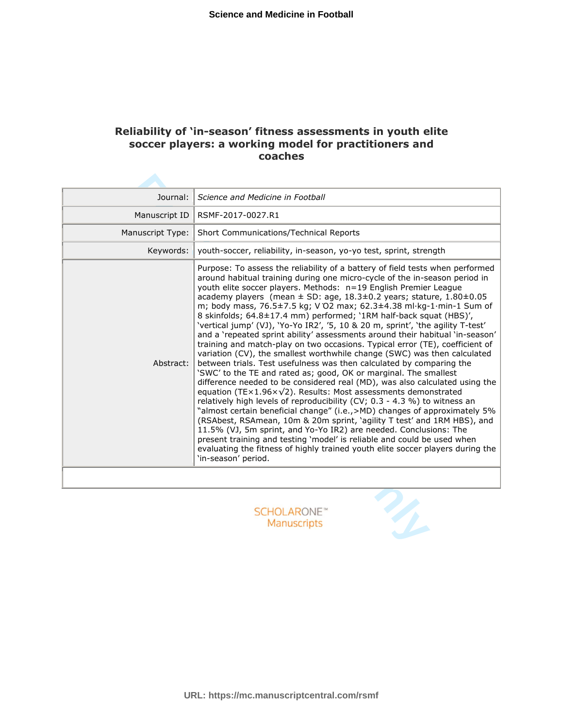# Reliability of 'in-season' fitness assessments in youth elite soccer players: a working model for practitioners and coaches

| | |
|---|---|
| Journal: | *Science and Medicine in Football* |
| Manuscript ID | RSMF-2017-0027.R1 |
| Manuscript Type: | Short Communications/Technical Reports |
| Keywords: | youth-soccer, reliability, in-season, yo-yo test, sprint, strength |
| Abstract: | Purpose: To assess the reliability of a battery of field tests when performed around habitual training during one micro-cycle of the in-season period in youth elite soccer players. Methods: n=19 English Premier League academy players (mean ± SD: age, 18.3±0.2 years; stature, 1.80±0.05 m; body mass, 76.5±7.5 kg; $\dot{V}O_2$ max; 62.3±4.38 ml·kg-1·min-1 Sum of 8 skinfolds; 64.8±17.4 mm) performed; '1RM half-back squat (HBS)', 'vertical jump' (VJ), 'Yo-Yo IR2', '5, 10 & 20 m, sprint', 'the agility T-test' and a 'repeated sprint ability' assessments around their habitual 'in-season' training and match-play on two occasions. Typical error (TE), coefficient of variation (CV), the smallest worthwhile change (SWC) was then calculated between trials. Test usefulness was then calculated by comparing the 'SWC' to the TE and rated as; good, OK or marginal. The smallest difference needed to be considered real (MD), was also calculated using the equation (TE×1.96×√2). Results: Most assessments demonstrated relatively high levels of reproducibility (CV; 0.3 - 4.3 %) to witness an "almost certain beneficial change" (i.e.,>MD) changes of approximately 5% (RSAbest, RSAmean, 10m & 20m sprint, 'agility T test' and 1RM HBS), and 11.5% (VJ, 5m sprint, and Yo-Yo IR2) are needed. Conclusions: The present training and testing 'model' is reliable and could be used when evaluating the fitness of highly trained youth elite soccer players during the 'in-season' period. |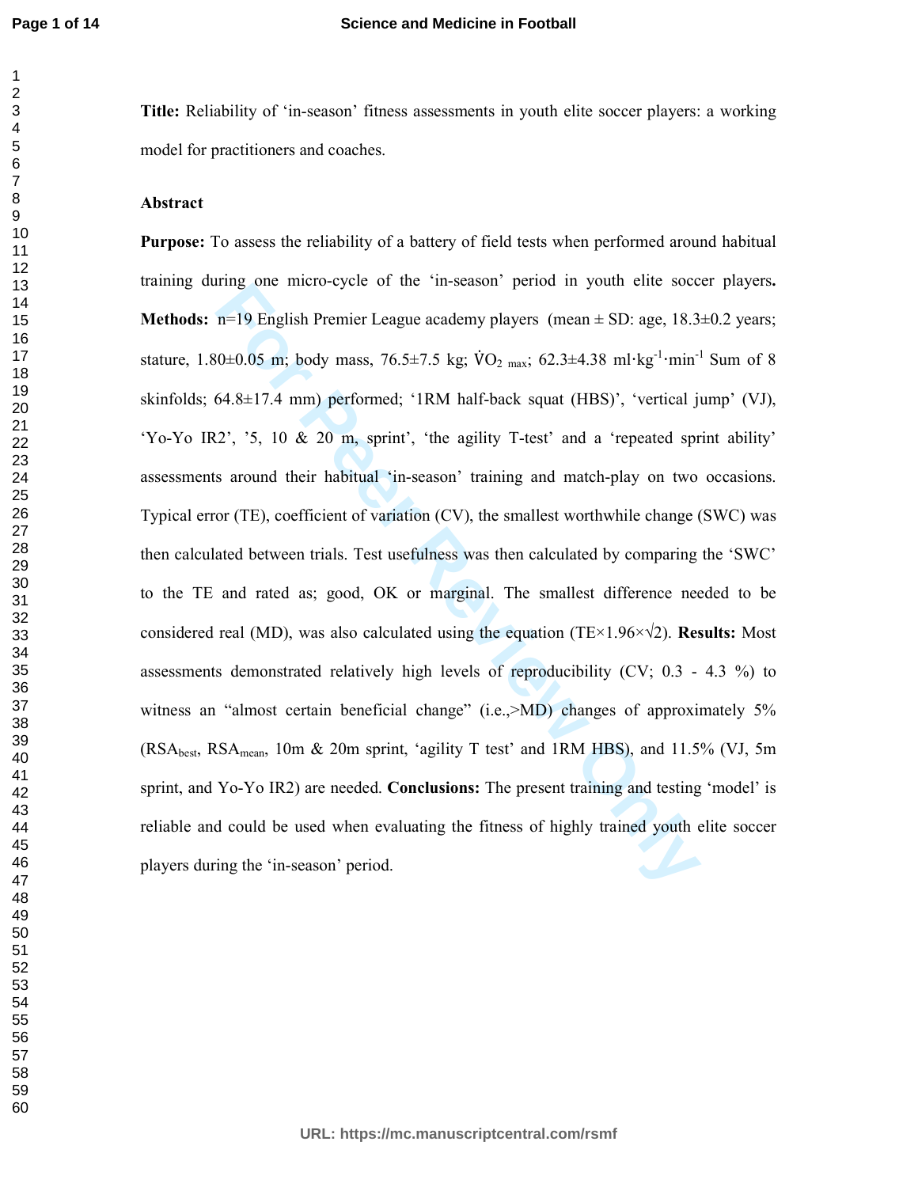**Title:** Reliability of ‘in-season’ fitness assessments in youth elite soccer players: a working model for practitioners and coaches.

**Abstract**

**Purpose:** To assess the reliability of a battery of field tests when performed around habitual training during one micro-cycle of the ‘in-season’ period in youth elite soccer players. **Methods:** n=19 English Premier League academy players (mean ± SD: age, 18.3±0.2 years; stature, 1.80±0.05 m; body mass, 76.5±7.5 kg; $\dot{V}O_{2\,max}$; 62.3±4.38 ml·kg$^{-1}$·min$^{-1}$ Sum of 8 skinfolds; 64.8±17.4 mm) performed; ‘1RM half-back squat (HBS)’, ‘vertical jump’ (VJ), ‘Yo-Yo IR2’, ’5, 10 & 20 m, sprint’, ‘the agility T-test’ and a ‘repeated sprint ability’ assessments around their habitual ‘in-season’ training and match-play on two occasions. Typical error (TE), coefficient of variation (CV), the smallest worthwhile change (SWC) was then calculated between trials. Test usefulness was then calculated by comparing the ‘SWC’ to the TE and rated as; good, OK or marginal. The smallest difference needed to be considered real (MD), was also calculated using the equation (TE×1.96×√2). **Results:** Most assessments demonstrated relatively high levels of reproducibility (CV; 0.3 - 4.3 %) to witness an “almost certain beneficial change” (i.e.,>MD) changes of approximately 5% ($RSA_{best}$, $RSA_{mean}$, 10m & 20m sprint, ‘agility T test’ and 1RM HBS), and 11.5% (VJ, 5m sprint, and Yo-Yo IR2) are needed. **Conclusions:** The present training and testing ‘model’ is reliable and could be used when evaluating the fitness of highly trained youth elite soccer players during the ‘in-season’ period.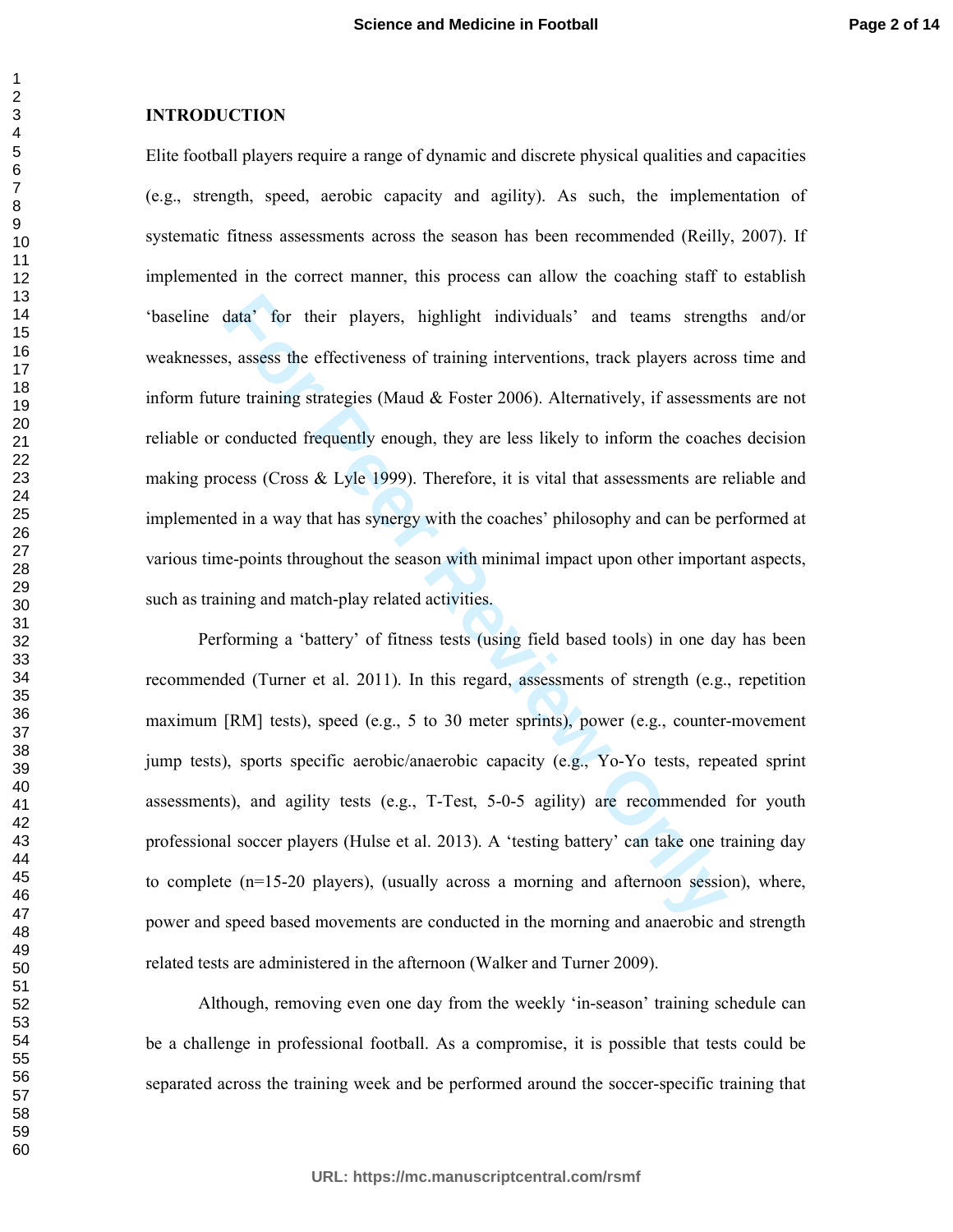## INTRODUCTION

Elite football players require a range of dynamic and discrete physical qualities and capacities (e.g., strength, speed, aerobic capacity and agility). As such, the implementation of systematic fitness assessments across the season has been recommended (Reilly, 2007). If implemented in the correct manner, this process can allow the coaching staff to establish 'baseline data' for their players, highlight individuals' and teams strengths and/or weaknesses, assess the effectiveness of training interventions, track players across time and inform future training strategies (Maud & Foster 2006). Alternatively, if assessments are not reliable or conducted frequently enough, they are less likely to inform the coaches decision making process (Cross & Lyle 1999). Therefore, it is vital that assessments are reliable and implemented in a way that has synergy with the coaches' philosophy and can be performed at various time-points throughout the season with minimal impact upon other important aspects, such as training and match-play related activities.

Performing a 'battery' of fitness tests (using field based tools) in one day has been recommended (Turner et al. 2011). In this regard, assessments of strength (e.g., repetition maximum [RM] tests), speed (e.g., 5 to 30 meter sprints), power (e.g., counter-movement jump tests), sports specific aerobic/anaerobic capacity (e.g., Yo-Yo tests, repeated sprint assessments), and agility tests (e.g., T-Test, 5-0-5 agility) are recommended for youth professional soccer players (Hulse et al. 2013). A 'testing battery' can take one training day to complete (n=15-20 players), (usually across a morning and afternoon session), where, power and speed based movements are conducted in the morning and anaerobic and strength related tests are administered in the afternoon (Walker and Turner 2009).

Although, removing even one day from the weekly 'in-season' training schedule can be a challenge in professional football. As a compromise, it is possible that tests could be separated across the training week and be performed around the soccer-specific training that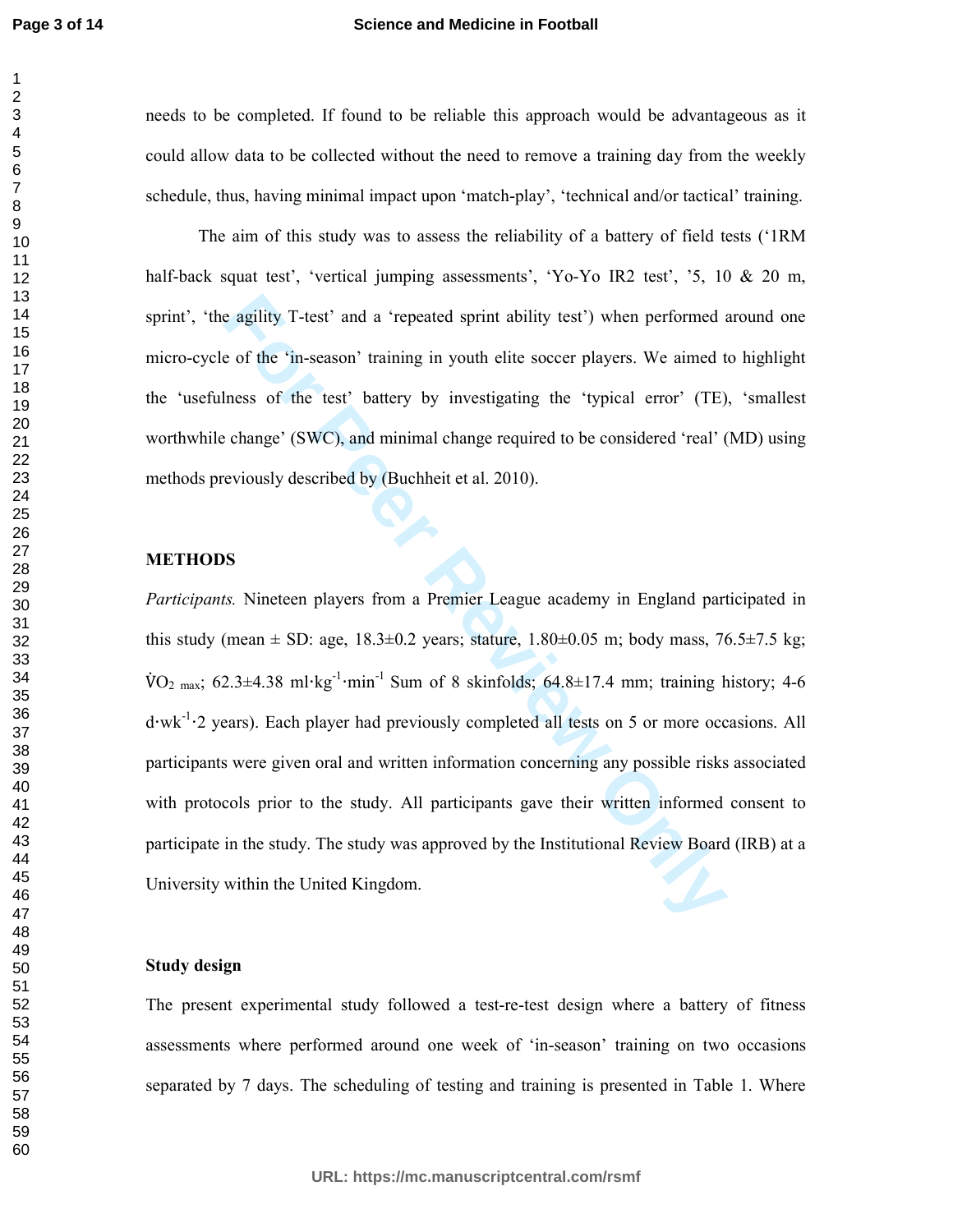needs to be completed. If found to be reliable this approach would be advantageous as it could allow data to be collected without the need to remove a training day from the weekly schedule, thus, having minimal impact upon 'match-play', 'technical and/or tactical' training.

The aim of this study was to assess the reliability of a battery of field tests ('1RM half-back squat test', 'vertical jumping assessments', 'Yo-Yo IR2 test', '5, 10 & 20 m, sprint', 'the agility T-test' and a 'repeated sprint ability test') when performed around one micro-cycle of the 'in-season' training in youth elite soccer players. We aimed to highlight the 'usefulness of the test' battery by investigating the 'typical error' (TE), 'smallest worthwhile change' (SWC), and minimal change required to be considered 'real' (MD) using methods previously described by (Buchheit et al. 2010).

## METHODS

*Participants.* Nineteen players from a Premier League academy in England participated in this study (mean ± SD: age, 18.3±0.2 years; stature, 1.80±0.05 m; body mass, 76.5±7.5 kg; $\dot{V}O_{2\ max}$; 62.3±4.38 $ml{\cdot}kg^{-1}{\cdot}min^{-1}$ Sum of 8 skinfolds; 64.8±17.4 mm; training history; 4-6 $d{\cdot}wk^{-1}{\cdot}2$ years). Each player had previously completed all tests on 5 or more occasions. All participants were given oral and written information concerning any possible risks associated with protocols prior to the study. All participants gave their written informed consent to participate in the study. The study was approved by the Institutional Review Board (IRB) at a University within the United Kingdom.

### Study design

The present experimental study followed a test-re-test design where a battery of fitness assessments where performed around one week of 'in-season' training on two occasions separated by 7 days. The scheduling of testing and training is presented in Table 1. Where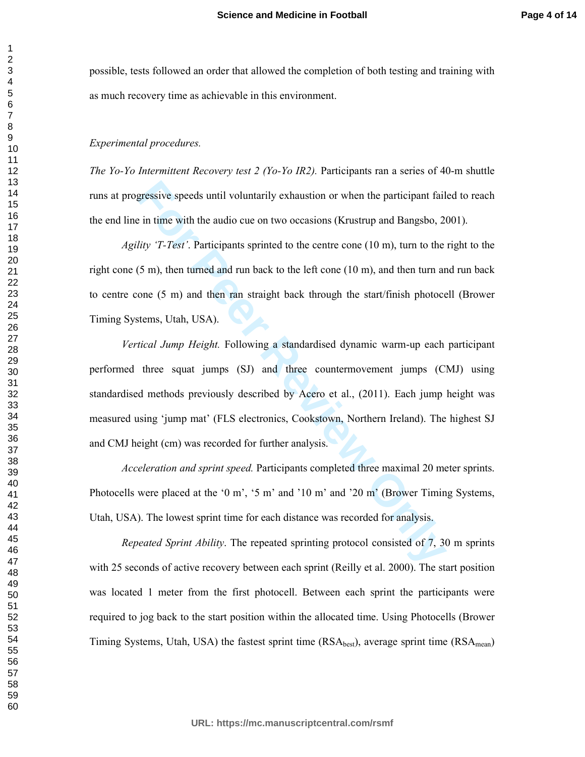possible, tests followed an order that allowed the completion of both testing and training with as much recovery time as achievable in this environment.

*Experimental procedures.*

*The Yo-Yo Intermittent Recovery test 2 (Yo-Yo IR2).* Participants ran a series of 40-m shuttle runs at progressive speeds until voluntarily exhaustion or when the participant failed to reach the end line in time with the audio cue on two occasions (Krustrup and Bangsbo, 2001).

*Agility 'T-Test'.* Participants sprinted to the centre cone (10 m), turn to the right to the right cone (5 m), then turned and run back to the left cone (10 m), and then turn and run back to centre cone (5 m) and then ran straight back through the start/finish photocell (Brower Timing Systems, Utah, USA).

*Vertical Jump Height.* Following a standardised dynamic warm-up each participant performed three squat jumps (SJ) and three countermovement jumps (CMJ) using standardised methods previously described by Acero et al., (2011). Each jump height was measured using 'jump mat' (FLS electronics, Cookstown, Northern Ireland). The highest SJ and CMJ height (cm) was recorded for further analysis.

*Acceleration and sprint speed.* Participants completed three maximal 20 meter sprints. Photocells were placed at the '0 m', '5 m' and '10 m' and '20 m' (Brower Timing Systems, Utah, USA). The lowest sprint time for each distance was recorded for analysis.

*Repeated Sprint Ability*. The repeated sprinting protocol consisted of 7, 30 m sprints with 25 seconds of active recovery between each sprint (Reilly et al. 2000). The start position was located 1 meter from the first photocell. Between each sprint the participants were required to jog back to the start position within the allocated time. Using Photocells (Brower Timing Systems, Utah, USA) the fastest sprint time ($RSA_{best}$), average sprint time ($RSA_{mean}$)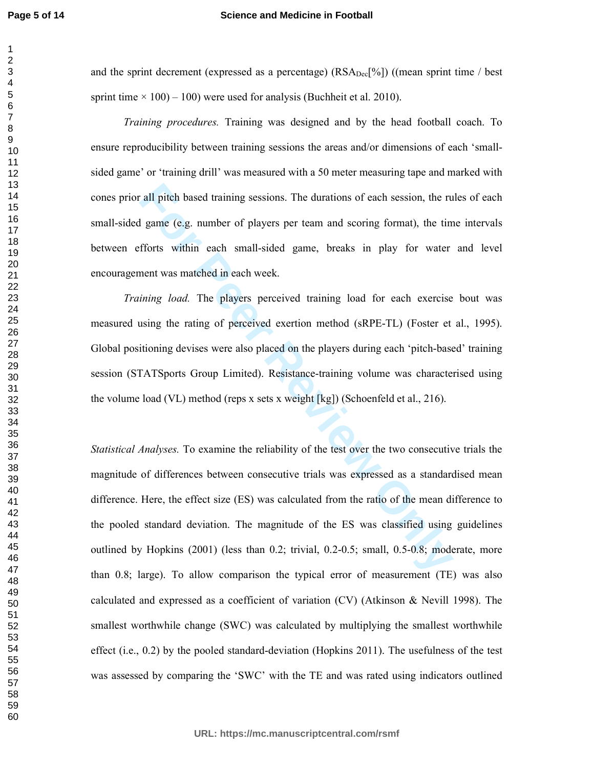and the sprint decrement (expressed as a percentage) ($RSA_{Dec}$[%]) ((mean sprint time / best sprint time × 100) – 100) were used for analysis (Buchheit et al. 2010).

*Training procedures.* Training was designed and by the head football coach. To ensure reproducibility between training sessions the areas and/or dimensions of each 'small-sided game' or 'training drill' was measured with a 50 meter measuring tape and marked with cones prior all pitch based training sessions. The durations of each session, the rules of each small-sided game (e.g. number of players per team and scoring format), the time intervals between efforts within each small-sided game, breaks in play for water and level encouragement was matched in each week.

*Training load.* The players perceived training load for each exercise bout was measured using the rating of perceived exertion method (sRPE-TL) (Foster et al., 1995). Global positioning devises were also placed on the players during each 'pitch-based' training session (STATSports Group Limited). Resistance-training volume was characterised using the volume load (VL) method (reps x sets x weight [kg]) (Schoenfeld et al., 216).

*Statistical Analyses.* To examine the reliability of the test over the two consecutive trials the magnitude of differences between consecutive trials was expressed as a standardised mean difference. Here, the effect size (ES) was calculated from the ratio of the mean difference to the pooled standard deviation. The magnitude of the ES was classified using guidelines outlined by Hopkins (2001) (less than 0.2; trivial, 0.2-0.5; small, 0.5-0.8; moderate, more than 0.8; large). To allow comparison the typical error of measurement (TE) was also calculated and expressed as a coefficient of variation (CV) (Atkinson & Nevill 1998). The smallest worthwhile change (SWC) was calculated by multiplying the smallest worthwhile effect (i.e., 0.2) by the pooled standard-deviation (Hopkins 2011). The usefulness of the test was assessed by comparing the 'SWC' with the TE and was rated using indicators outlined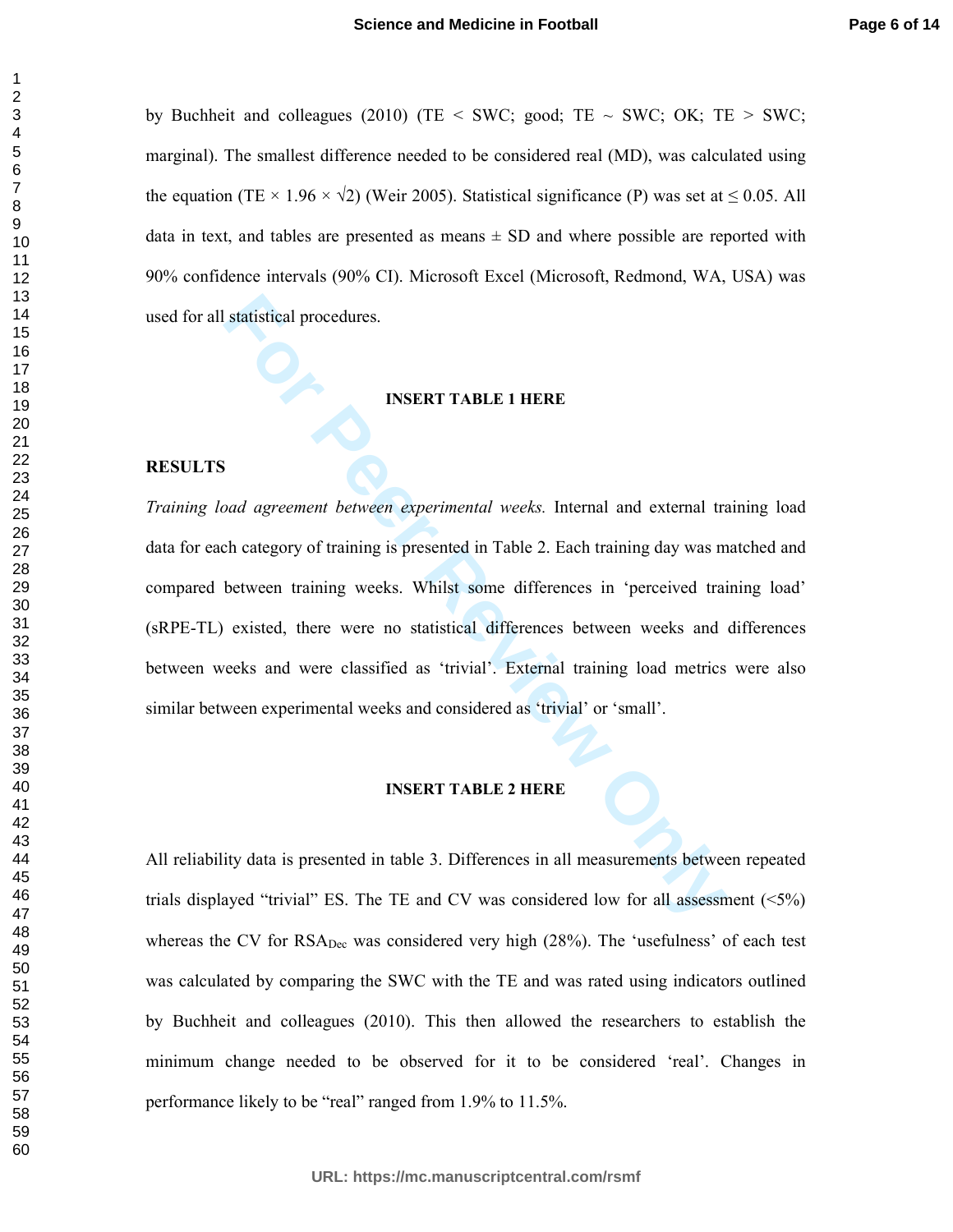by Buchheit and colleagues (2010) (TE < SWC; good; TE ~ SWC; OK; TE > SWC; marginal). The smallest difference needed to be considered real (MD), was calculated using the equation (TE × 1.96 × √2) (Weir 2005). Statistical significance (P) was set at ≤ 0.05. All data in text, and tables are presented as means ± SD and where possible are reported with 90% confidence intervals (90% CI). Microsoft Excel (Microsoft, Redmond, WA, USA) was used for all statistical procedures.

**INSERT TABLE 1 HERE**

## RESULTS

*Training load agreement between experimental weeks.* Internal and external training load data for each category of training is presented in Table 2. Each training day was matched and compared between training weeks. Whilst some differences in 'perceived training load' (sRPE-TL) existed, there were no statistical differences between weeks and differences between weeks and were classified as 'trivial'. External training load metrics were also similar between experimental weeks and considered as 'trivial' or 'small'.

**INSERT TABLE 2 HERE**

All reliability data is presented in table 3. Differences in all measurements between repeated trials displayed "trivial" ES. The TE and CV was considered low for all assessment (<5%) whereas the CV for $RSA_{Dec}$ was considered very high (28%). The 'usefulness' of each test was calculated by comparing the SWC with the TE and was rated using indicators outlined by Buchheit and colleagues (2010). This then allowed the researchers to establish the minimum change needed to be observed for it to be considered 'real'. Changes in performance likely to be "real" ranged from 1.9% to 11.5%.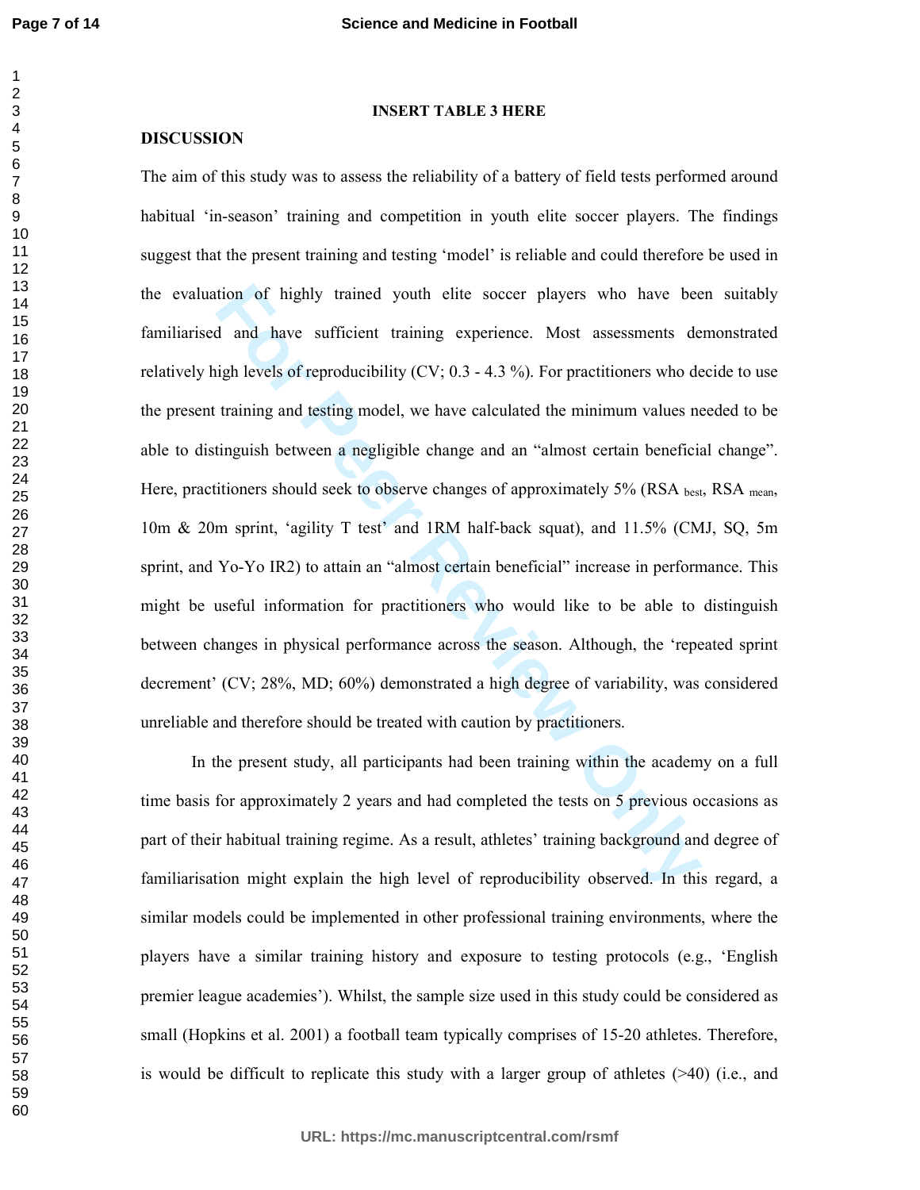INSERT TABLE 3 HERE

## DISCUSSION

The aim of this study was to assess the reliability of a battery of field tests performed around habitual 'in-season' training and competition in youth elite soccer players. The findings suggest that the present training and testing 'model' is reliable and could therefore be used in the evaluation of highly trained youth elite soccer players who have been suitably familiarised and have sufficient training experience. Most assessments demonstrated relatively high levels of reproducibility (CV; 0.3 - 4.3 %). For practitioners who decide to use the present training and testing model, we have calculated the minimum values needed to be able to distinguish between a negligible change and an "almost certain beneficial change". Here, practitioners should seek to observe changes of approximately 5% (RSA $_{best}$, RSA $_{mean}$, 10m & 20m sprint, 'agility T test' and 1RM half-back squat), and 11.5% (CMJ, SQ, 5m sprint, and Yo-Yo IR2) to attain an "almost certain beneficial" increase in performance. This might be useful information for practitioners who would like to be able to distinguish between changes in physical performance across the season. Although, the 'repeated sprint decrement' (CV; 28%, MD; 60%) demonstrated a high degree of variability, was considered unreliable and therefore should be treated with caution by practitioners.

In the present study, all participants had been training within the academy on a full time basis for approximately 2 years and had completed the tests on 5 previous occasions as part of their habitual training regime. As a result, athletes' training background and degree of familiarisation might explain the high level of reproducibility observed. In this regard, a similar models could be implemented in other professional training environments, where the players have a similar training history and exposure to testing protocols (e.g., 'English premier league academies'). Whilst, the sample size used in this study could be considered as small (Hopkins et al. 2001) a football team typically comprises of 15-20 athletes. Therefore, is would be difficult to replicate this study with a larger group of athletes (>40) (i.e., and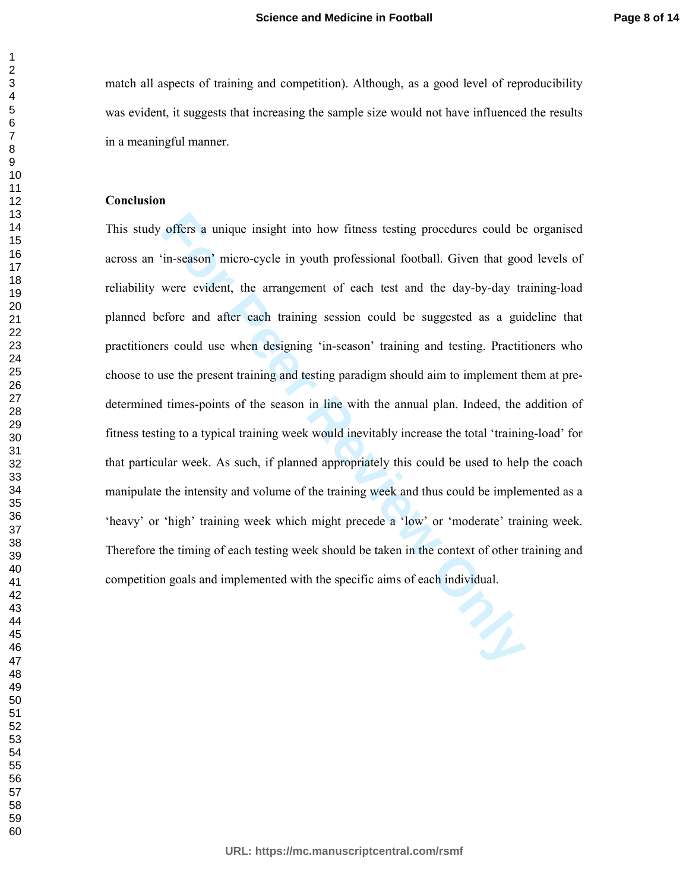match all aspects of training and competition). Although, as a good level of reproducibility was evident, it suggests that increasing the sample size would not have influenced the results in a meaningful manner.

## Conclusion

This study offers a unique insight into how fitness testing procedures could be organised across an 'in-season' micro-cycle in youth professional football. Given that good levels of reliability were evident, the arrangement of each test and the day-by-day training-load planned before and after each training session could be suggested as a guideline that practitioners could use when designing 'in-season' training and testing. Practitioners who choose to use the present training and testing paradigm should aim to implement them at pre-determined times-points of the season in line with the annual plan. Indeed, the addition of fitness testing to a typical training week would inevitably increase the total 'training-load' for that particular week. As such, if planned appropriately this could be used to help the coach manipulate the intensity and volume of the training week and thus could be implemented as a 'heavy' or 'high' training week which might precede a 'low' or 'moderate' training week. Therefore the timing of each testing week should be taken in the context of other training and competition goals and implemented with the specific aims of each individual.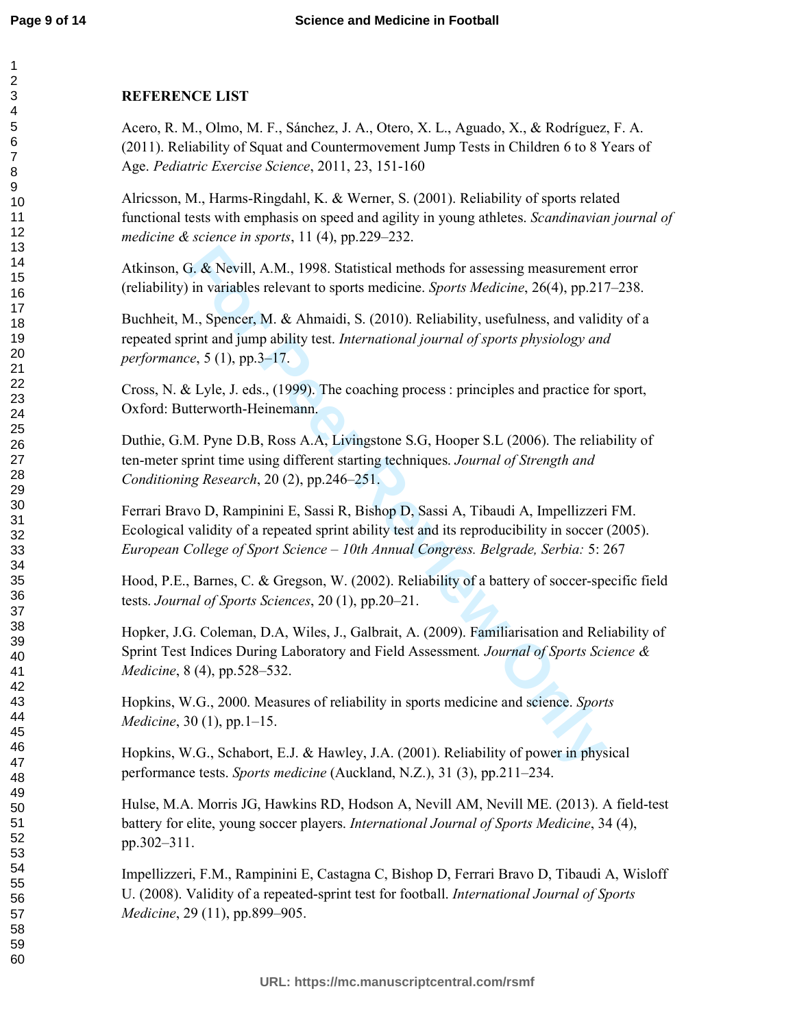**REFERENCE LIST**

Acero, R. M., Olmo, M. F., Sánchez, J. A., Otero, X. L., Aguado, X., & Rodríguez, F. A. (2011). Reliability of Squat and Countermovement Jump Tests in Children 6 to 8 Years of Age. *Pediatric Exercise Science*, 2011, 23, 151-160

Alricsson, M., Harms-Ringdahl, K. & Werner, S. (2001). Reliability of sports related functional tests with emphasis on speed and agility in young athletes. *Scandinavian journal of medicine & science in sports*, 11 (4), pp.229–232.

Atkinson, G. & Nevill, A.M., 1998. Statistical methods for assessing measurement error (reliability) in variables relevant to sports medicine. *Sports Medicine*, 26(4), pp.217–238.

Buchheit, M., Spencer, M. & Ahmaidi, S. (2010). Reliability, usefulness, and validity of a repeated sprint and jump ability test. *International journal of sports physiology and performance*, 5 (1), pp.3–17.

Cross, N. & Lyle, J. eds., (1999). The coaching process : principles and practice for sport, Oxford: Butterworth-Heinemann.

Duthie, G.M. Pyne D.B, Ross A.A, Livingstone S.G, Hooper S.L (2006). The reliability of ten-meter sprint time using different starting techniques. *Journal of Strength and Conditioning Research*, 20 (2), pp.246–251.

Ferrari Bravo D, Rampinini E, Sassi R, Bishop D, Sassi A, Tibaudi A, Impellizzeri FM. Ecological validity of a repeated sprint ability test and its reproducibility in soccer (2005). *European College of Sport Science – 10th Annual Congress. Belgrade, Serbia:* 5: 267

Hood, P.E., Barnes, C. & Gregson, W. (2002). Reliability of a battery of soccer-specific field tests. *Journal of Sports Sciences*, 20 (1), pp.20–21.

Hopker, J.G. Coleman, D.A, Wiles, J., Galbrait, A. (2009). Familiarisation and Reliability of Sprint Test Indices During Laboratory and Field Assessment*. Journal of Sports Science & Medicine*, 8 (4), pp.528–532.

Hopkins, W.G., 2000. Measures of reliability in sports medicine and science. *Sports Medicine*, 30 (1), pp.1–15.

Hopkins, W.G., Schabort, E.J. & Hawley, J.A. (2001). Reliability of power in physical performance tests. *Sports medicine* (Auckland, N.Z.), 31 (3), pp.211–234.

Hulse, M.A. Morris JG, Hawkins RD, Hodson A, Nevill AM, Nevill ME. (2013). A field-test battery for elite, young soccer players. *International Journal of Sports Medicine*, 34 (4), pp.302–311.

Impellizzeri, F.M., Rampinini E, Castagna C, Bishop D, Ferrari Bravo D, Tibaudi A, Wisloff U. (2008). Validity of a repeated-sprint test for football. *International Journal of Sports Medicine*, 29 (11), pp.899–905.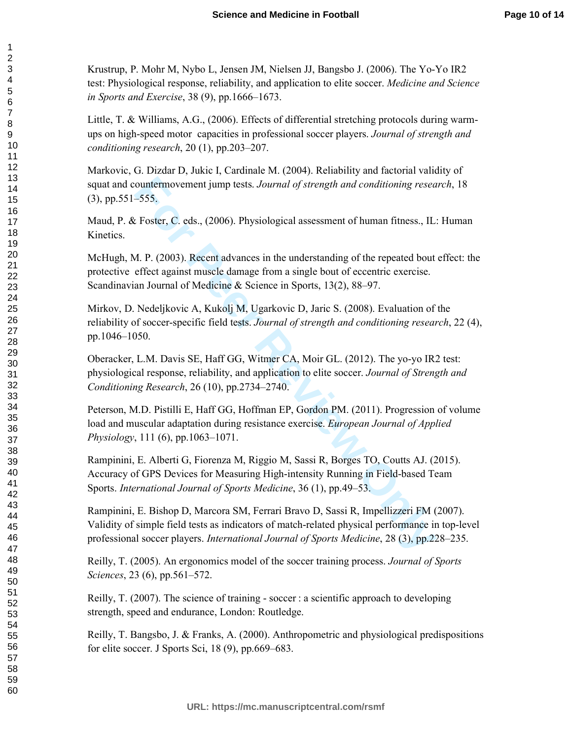Krustrup, P. Mohr M, Nybo L, Jensen JM, Nielsen JJ, Bangsbo J. (2006). The Yo-Yo IR2 test: Physiological response, reliability, and application to elite soccer. *Medicine and Science in Sports and Exercise*, 38 (9), pp.1666–1673.

Little, T. & Williams, A.G., (2006). Effects of differential stretching protocols during warm-ups on high-speed motor capacities in professional soccer players. *Journal of strength and conditioning research*, 20 (1), pp.203–207.

Markovic, G. Dizdar D, Jukic I, Cardinale M. (2004). Reliability and factorial validity of squat and countermovement jump tests. *Journal of strength and conditioning research*, 18 (3), pp.551–555.

Maud, P. & Foster, C. eds., (2006). Physiological assessment of human fitness., IL: Human Kinetics.

McHugh, M. P. (2003). Recent advances in the understanding of the repeated bout effect: the protective effect against muscle damage from a single bout of eccentric exercise. Scandinavian Journal of Medicine & Science in Sports, 13(2), 88–97.

Mirkov, D. Nedeljkovic A, Kukolj M, Ugarkovic D, Jaric S. (2008). Evaluation of the reliability of soccer-specific field tests. *Journal of strength and conditioning research*, 22 (4), pp.1046–1050.

Oberacker, L.M. Davis SE, Haff GG, Witmer CA, Moir GL. (2012). The yo-yo IR2 test: physiological response, reliability, and application to elite soccer. *Journal of Strength and Conditioning Research*, 26 (10), pp.2734–2740.

Peterson, M.D. Pistilli E, Haff GG, Hoffman EP, Gordon PM. (2011). Progression of volume load and muscular adaptation during resistance exercise. *European Journal of Applied Physiology*, 111 (6), pp.1063–1071.

Rampinini, E. Alberti G, Fiorenza M, Riggio M, Sassi R, Borges TO, Coutts AJ. (2015). Accuracy of GPS Devices for Measuring High-intensity Running in Field-based Team Sports. *International Journal of Sports Medicine*, 36 (1), pp.49–53.

Rampinini, E. Bishop D, Marcora SM, Ferrari Bravo D, Sassi R, Impellizzeri FM (2007). Validity of simple field tests as indicators of match-related physical performance in top-level professional soccer players. *International Journal of Sports Medicine*, 28 (3), pp.228–235.

Reilly, T. (2005). An ergonomics model of the soccer training process. *Journal of Sports Sciences*, 23 (6), pp.561–572.

Reilly, T. (2007). The science of training - soccer : a scientific approach to developing strength, speed and endurance, London: Routledge.

Reilly, T. Bangsbo, J. & Franks, A. (2000). Anthropometric and physiological predispositions for elite soccer. J Sports Sci, 18 (9), pp.669–683.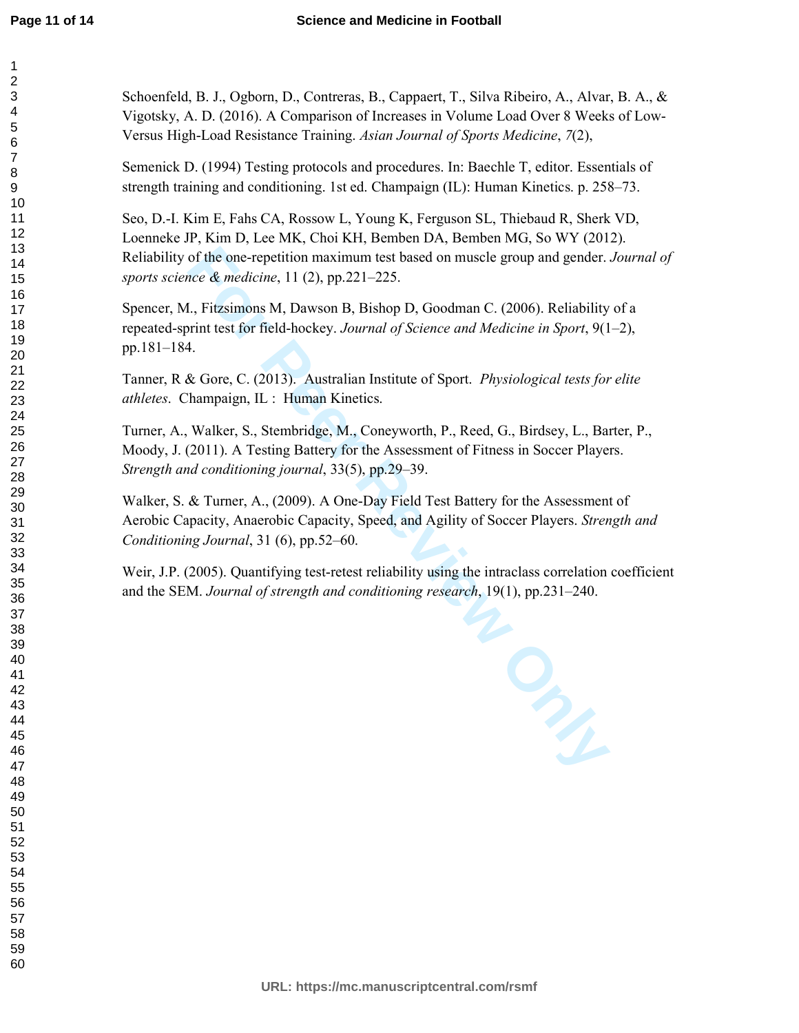Schoenfeld, B. J., Ogborn, D., Contreras, B., Cappaert, T., Silva Ribeiro, A., Alvar, B. A., & Vigotsky, A. D. (2016). A Comparison of Increases in Volume Load Over 8 Weeks of Low-Versus High-Load Resistance Training. *Asian Journal of Sports Medicine*, *7*(2),

Semenick D. (1994) Testing protocols and procedures. In: Baechle T, editor. Essentials of strength training and conditioning. 1st ed. Champaign (IL): Human Kinetics. p. 258–73.

Seo, D.-I. Kim E, Fahs CA, Rossow L, Young K, Ferguson SL, Thiebaud R, Sherk VD, Loenneke JP, Kim D, Lee MK, Choi KH, Bemben DA, Bemben MG, So WY (2012). Reliability of the one-repetition maximum test based on muscle group and gender. *Journal of sports science & medicine*, 11 (2), pp.221–225.

Spencer, M., Fitzsimons M, Dawson B, Bishop D, Goodman C. (2006). Reliability of a repeated-sprint test for field-hockey. *Journal of Science and Medicine in Sport*, 9(1–2), pp.181–184.

Tanner, R & Gore, C. (2013). Australian Institute of Sport. *Physiological tests for elite athletes*. Champaign, IL : Human Kinetics.

Turner, A., Walker, S., Stembridge, M., Coneyworth, P., Reed, G., Birdsey, L., Barter, P., Moody, J. (2011). A Testing Battery for the Assessment of Fitness in Soccer Players. *Strength and conditioning journal*, 33(5), pp.29–39.

Walker, S. & Turner, A., (2009). A One-Day Field Test Battery for the Assessment of Aerobic Capacity, Anaerobic Capacity, Speed, and Agility of Soccer Players. *Strength and Conditioning Journal*, 31 (6), pp.52–60.

Weir, J.P. (2005). Quantifying test-retest reliability using the intraclass correlation coefficient and the SEM. *Journal of strength and conditioning research*, 19(1), pp.231–240.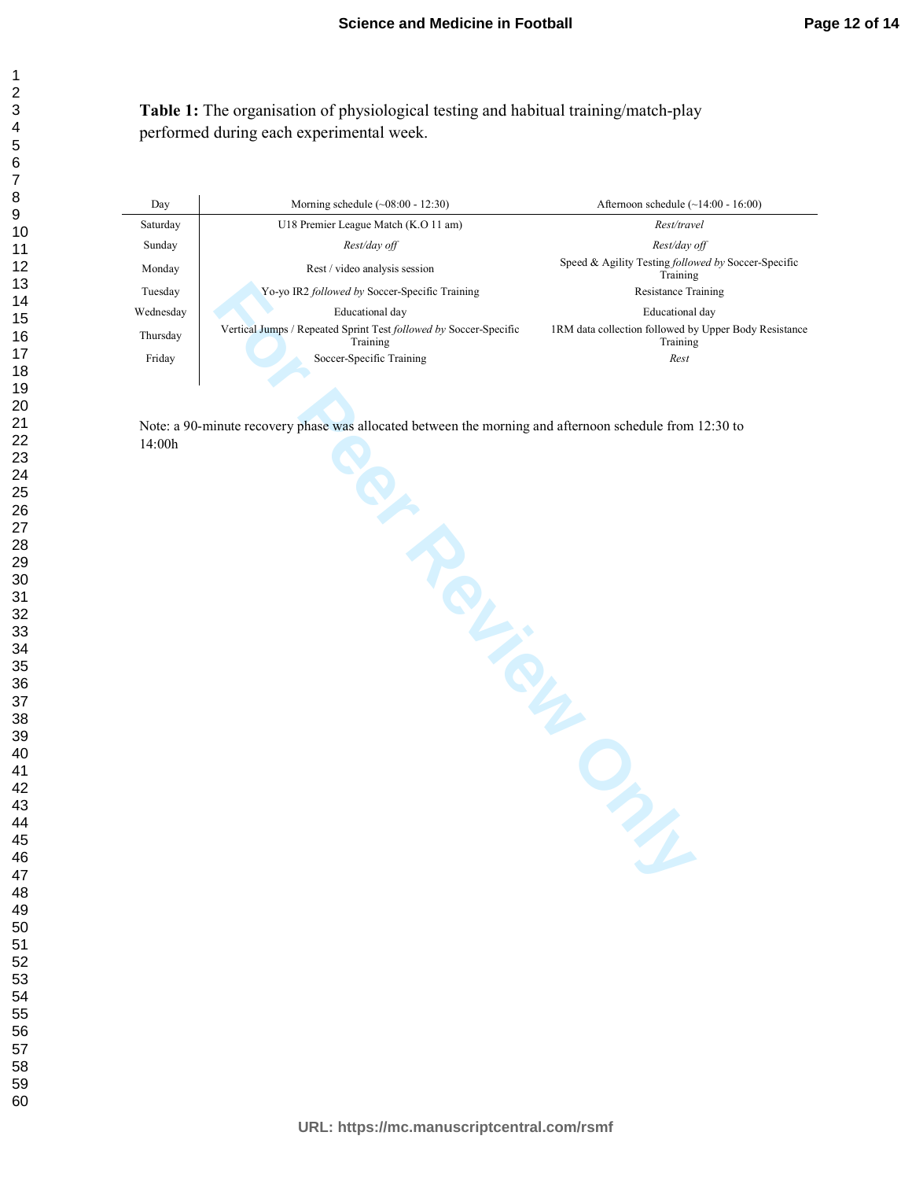**Table 1:** The organisation of physiological testing and habitual training/match-play performed during each experimental week.

| Day | Morning schedule (~08:00 - 12:30) | Afternoon schedule (~14:00 - 16:00) |
|---|---|---|
| Saturday | U18 Premier League Match (K.O 11 am) | *Rest/travel* |
| Sunday | *Rest/day off* | *Rest/day off* |
| Monday | Rest / video analysis session | Speed & Agility Testing *followed by* Soccer-Specific Training |
| Tuesday | Yo-yo IR2 *followed by* Soccer-Specific Training | Resistance Training |
| Wednesday | Educational day | Educational day |
| Thursday | Vertical Jumps / Repeated Sprint Test *followed by* Soccer-Specific Training | 1RM data collection followed by Upper Body Resistance Training |
| Friday | Soccer-Specific Training | *Rest* |

Note: a 90-minute recovery phase was allocated between the morning and afternoon schedule from 12:30 to 14:00h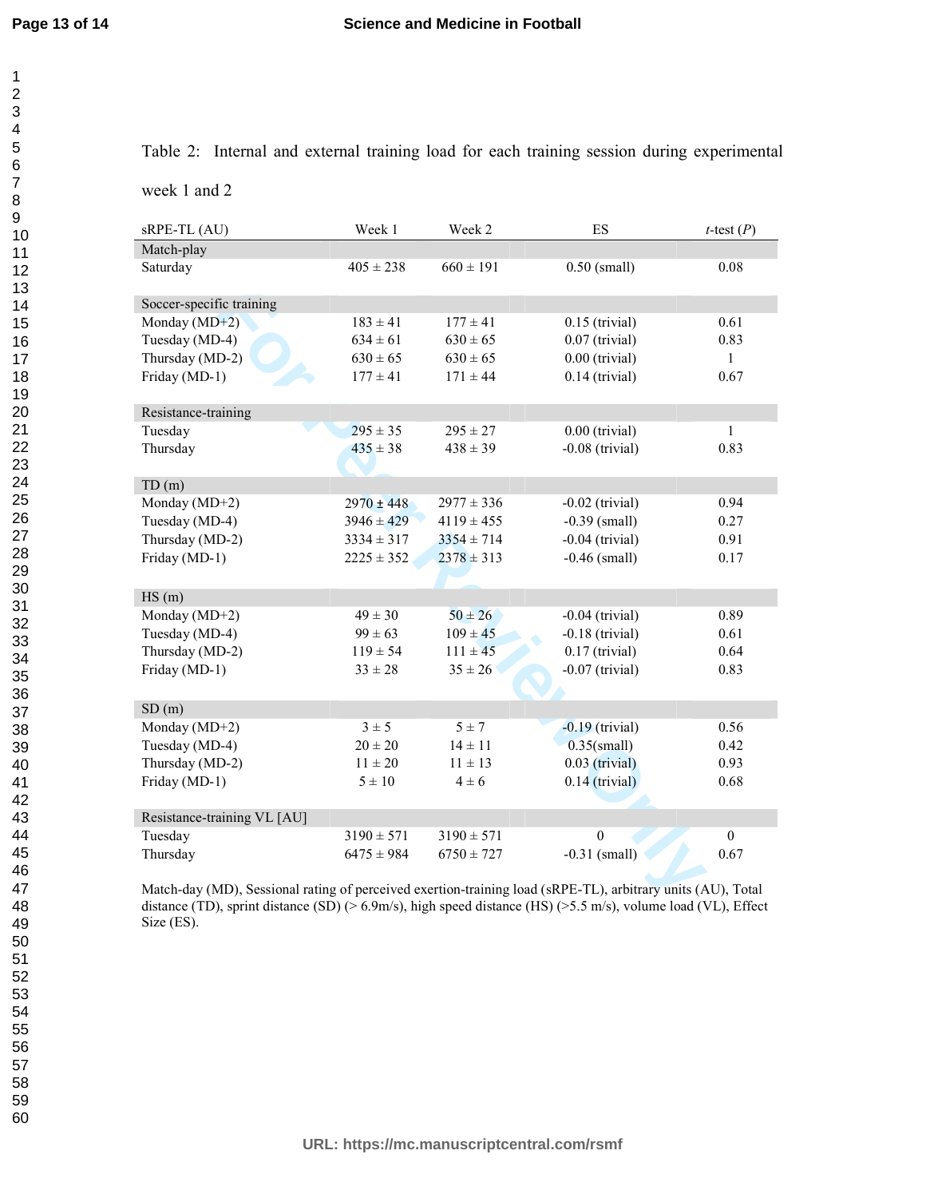Table 2: Internal and external training load for each training session during experimental week 1 and 2

| sRPE-TL (AU) | Week 1 | Week 2 | ES | *t*-test (*P*) |
|---|---|---|---|---|
| Match-play | | | | |
| Saturday | 405 ± 238 | 660 ± 191 | 0.50 (small) | 0.08 |
| Soccer-specific training | | | | |
| Monday (MD+2) | 183 ± 41 | 177 ± 41 | 0.15 (trivial) | 0.61 |
| Tuesday (MD-4) | 634 ± 61 | 630 ± 65 | 0.07 (trivial) | 0.83 |
| Thursday (MD-2) | 630 ± 65 | 630 ± 65 | 0.00 (trivial) | 1 |
| Friday (MD-1) | 177 ± 41 | 171 ± 44 | 0.14 (trivial) | 0.67 |
| Resistance-training | | | | |
| Tuesday | 295 ± 35 | 295 ± 27 | 0.00 (trivial) | 1 |
| Thursday | 435 ± 38 | 438 ± 39 | -0.08 (trivial) | 0.83 |
| TD (m) | | | | |
| Monday (MD+2) | 2970 ± 448 | 2977 ± 336 | -0.02 (trivial) | 0.94 |
| Tuesday (MD-4) | 3946 ± 429 | 4119 ± 455 | -0.39 (small) | 0.27 |
| Thursday (MD-2) | 3334 ± 317 | 3354 ± 714 | -0.04 (trivial) | 0.91 |
| Friday (MD-1) | 2225 ± 352 | 2378 ± 313 | -0.46 (small) | 0.17 |
| HS (m) | | | | |
| Monday (MD+2) | 49 ± 30 | 50 ± 26 | -0.04 (trivial) | 0.89 |
| Tuesday (MD-4) | 99 ± 63 | 109 ± 45 | -0.18 (trivial) | 0.61 |
| Thursday (MD-2) | 119 ± 54 | 111 ± 45 | 0.17 (trivial) | 0.64 |
| Friday (MD-1) | 33 ± 28 | 35 ± 26 | -0.07 (trivial) | 0.83 |
| SD (m) | | | | |
| Monday (MD+2) | 3 ± 5 | 5 ± 7 | -0.19 (trivial) | 0.56 |
| Tuesday (MD-4) | 20 ± 20 | 14 ± 11 | 0.35(small) | 0.42 |
| Thursday (MD-2) | 11 ± 20 | 11 ± 13 | 0.03 (trivial) | 0.93 |
| Friday (MD-1) | 5 ± 10 | 4 ± 6 | 0.14 (trivial) | 0.68 |
| Resistance-training VL [AU] | | | | |
| Tuesday | 3190 ± 571 | 3190 ± 571 | 0 | 0 |
| Thursday | 6475 ± 984 | 6750 ± 727 | -0.31 (small) | 0.67 |

Match-day (MD), Sessional rating of perceived exertion-training load (sRPE-TL), arbitrary units (AU), Total distance (TD), sprint distance (SD) (> 6.9m/s), high speed distance (HS) (>5.5 m/s), volume load (VL), Effect Size (ES).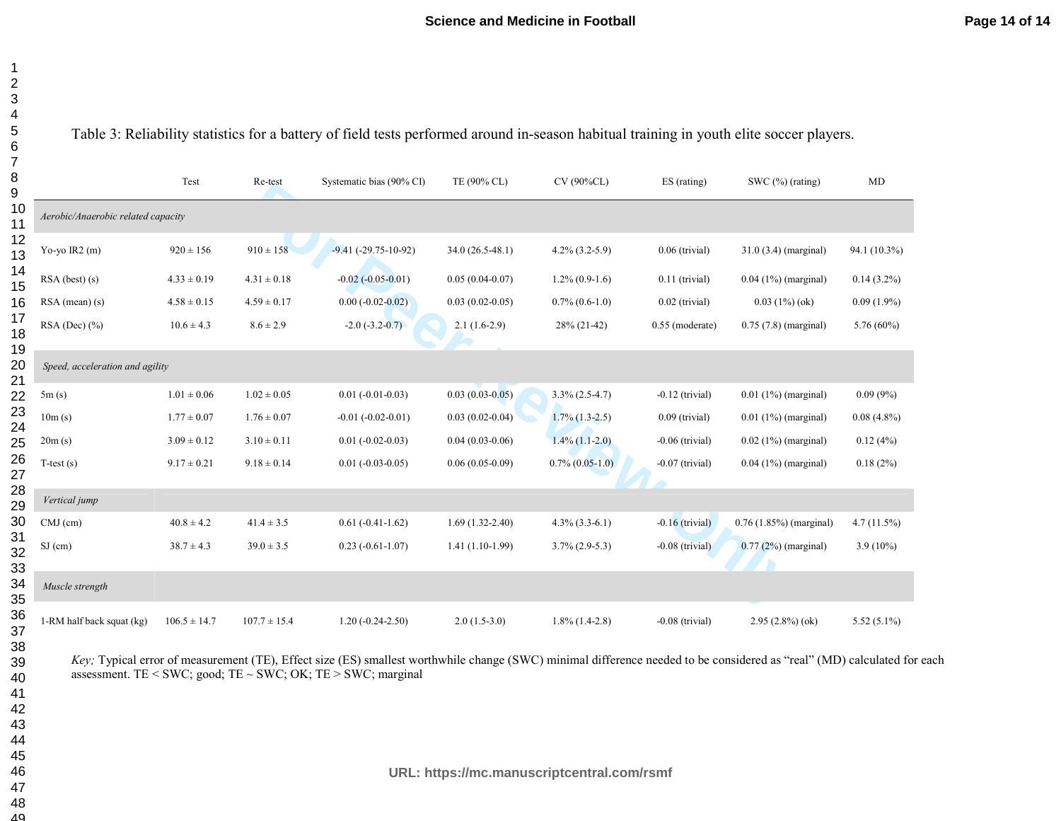Table 3: Reliability statistics for a battery of field tests performed around in-season habitual training in youth elite soccer players.

| | Test | Re-test | Systematic bias (90% CI) | TE (90% CL) | CV (90%CL) | ES (rating) | SWC (%) (rating) | MD |
|---|---|---|---|---|---|---|---|---|
| *Aerobic/Anaerobic related capacity* | | | | | | | | |
| Yo-yo IR2 (m) | 920 ± 156 | 910 ± 158 | -9.41 (-29.75-10-92) | 34.0 (26.5-48.1) | 4.2% (3.2-5.9) | 0.06 (trivial) | 31.0 (3.4) (marginal) | 94.1 (10.3%) |
| RSA (best) (s) | 4.33 ± 0.19 | 4.31 ± 0.18 | -0.02 (-0.05-0.01) | 0.05 (0.04-0.07) | 1.2% (0.9-1.6) | 0.11 (trivial) | 0.04 (1%) (marginal) | 0.14 (3.2%) |
| RSA (mean) (s) | 4.58 ± 0.15 | 4.59 ± 0.17 | 0.00 (-0.02-0.02) | 0.03 (0.02-0.05) | 0.7% (0.6-1.0) | 0.02 (trivial) | 0.03 (1%) (ok) | 0.09 (1.9%) |
| RSA (Dec) (%) | 10.6 ± 4.3 | 8.6 ± 2.9 | -2.0 (-3.2-0.7) | 2.1 (1.6-2.9) | 28% (21-42) | 0.55 (moderate) | 0.75 (7.8) (marginal) | 5.76 (60%) |
| *Speed, acceleration and agility* | | | | | | | | |
| 5m (s) | 1.01 ± 0.06 | 1.02 ± 0.05 | 0.01 (-0.01-0.03) | 0.03 (0.03-0.05) | 3.3% (2.5-4.7) | -0.12 (trivial) | 0.01 (1%) (marginal) | 0.09 (9%) |
| 10m (s) | 1.77 ± 0.07 | 1.76 ± 0.07 | -0.01 (-0.02-0.01) | 0.03 (0.02-0.04) | 1.7% (1.3-2.5) | 0.09 (trivial) | 0.01 (1%) (marginal) | 0.08 (4.8%) |
| 20m (s) | 3.09 ± 0.12 | 3.10 ± 0.11 | 0.01 (-0.02-0.03) | 0.04 (0.03-0.06) | 1.4% (1.1-2.0) | -0.06 (trivial) | 0.02 (1%) (marginal) | 0.12 (4%) |
| T-test (s) | 9.17 ± 0.21 | 9.18 ± 0.14 | 0.01 (-0.03-0.05) | 0.06 (0.05-0.09) | 0.7% (0.05-1.0) | -0.07 (trivial) | 0.04 (1%) (marginal) | 0.18 (2%) |
| *Vertical jump* | | | | | | | | |
| CMJ (cm) | 40.8 ± 4.2 | 41.4 ± 3.5 | 0.61 (-0.41-1.62) | 1.69 (1.32-2.40) | 4.3% (3.3-6.1) | -0.16 (trivial) | 0.76 (1.85%) (marginal) | 4.7 (11.5%) |
| SJ (cm) | 38.7 ± 4.3 | 39.0 ± 3.5 | 0.23 (-0.61-1.07) | 1.41 (1.10-1.99) | 3.7% (2.9-5.3) | -0.08 (trivial) | 0.77 (2%) (marginal) | 3.9 (10%) |
| *Muscle strength* | | | | | | | | |
| 1-RM half back squat (kg) | 106.5 ± 14.7 | 107.7 ± 15.4 | 1.20 (-0.24-2.50) | 2.0 (1.5-3.0) | 1.8% (1.4-2.8) | -0.08 (trivial) | 2.95 (2.8%) (ok) | 5.52 (5.1%) |

*Key;* Typical error of measurement (TE), Effect size (ES) smallest worthwhile change (SWC) minimal difference needed to be considered as "real" (MD) calculated for each assessment. TE < SWC; good; TE ~ SWC; OK; TE > SWC; marginal